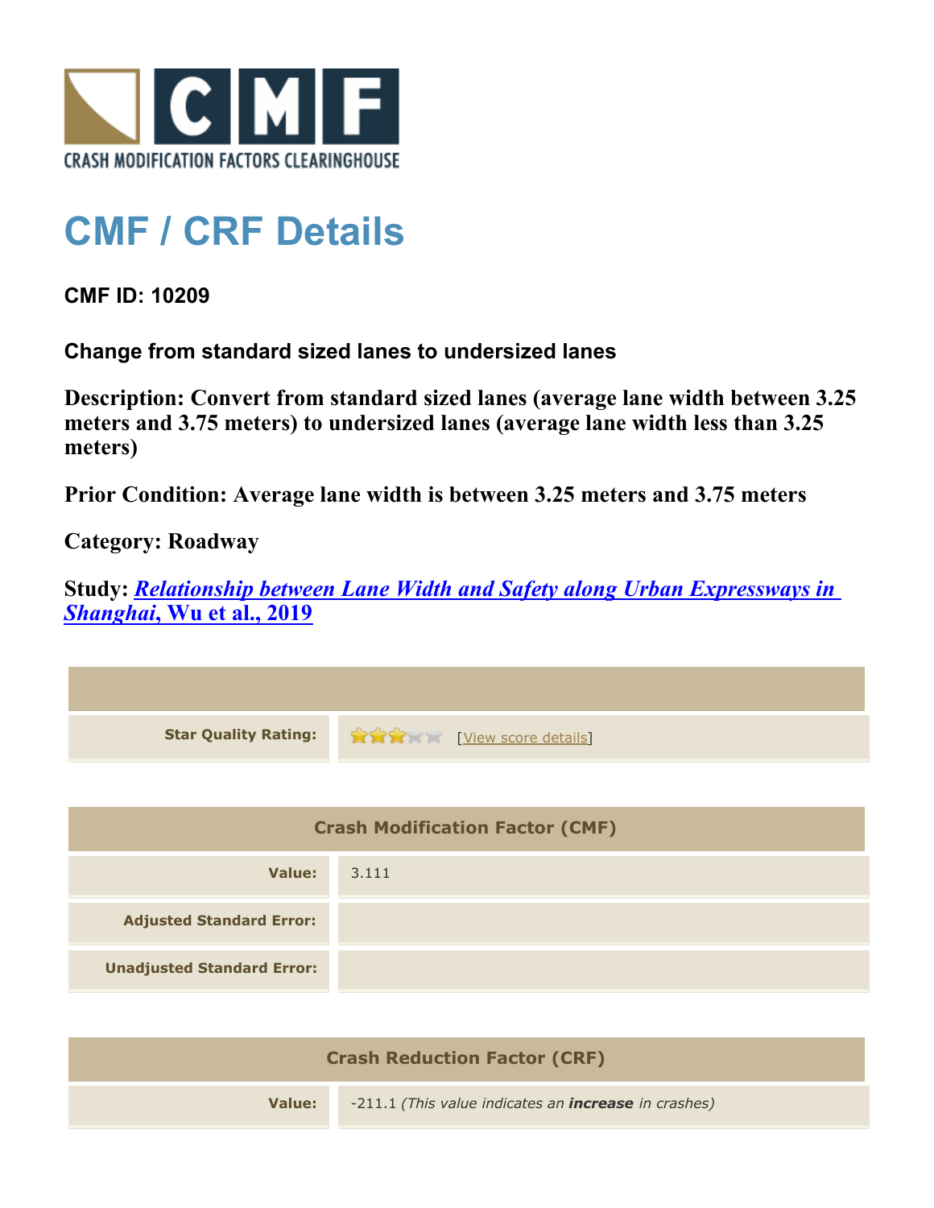CRASH MODIFICATION FACTORS CLEARINGHOUSE

# CMF / CRF Details

**CMF ID: 10209**

**Change from standard sized lanes to undersized lanes**

**Description: Convert from standard sized lanes (average lane width between 3.25 meters and 3.75 meters) to undersized lanes (average lane width less than 3.25 meters)**

**Prior Condition: Average lane width is between 3.25 meters and 3.75 meters**

**Category: Roadway**

**Study: *Relationship between Lane Width and Safety along Urban Expressways in Shanghai*, Wu et al., 2019**

| | |
|---|---|
| **Star Quality Rating:** | 3 of 5 stars [View score details] |

| Crash Modification Factor (CMF) | |
|---|---|
| **Value:** | 3.111 |
| **Adjusted Standard Error:** | |
| **Unadjusted Standard Error:** | |

| Crash Reduction Factor (CRF) | |
|---|---|
| **Value:** | -211.1 *(This value indicates an **increase** in crashes)* |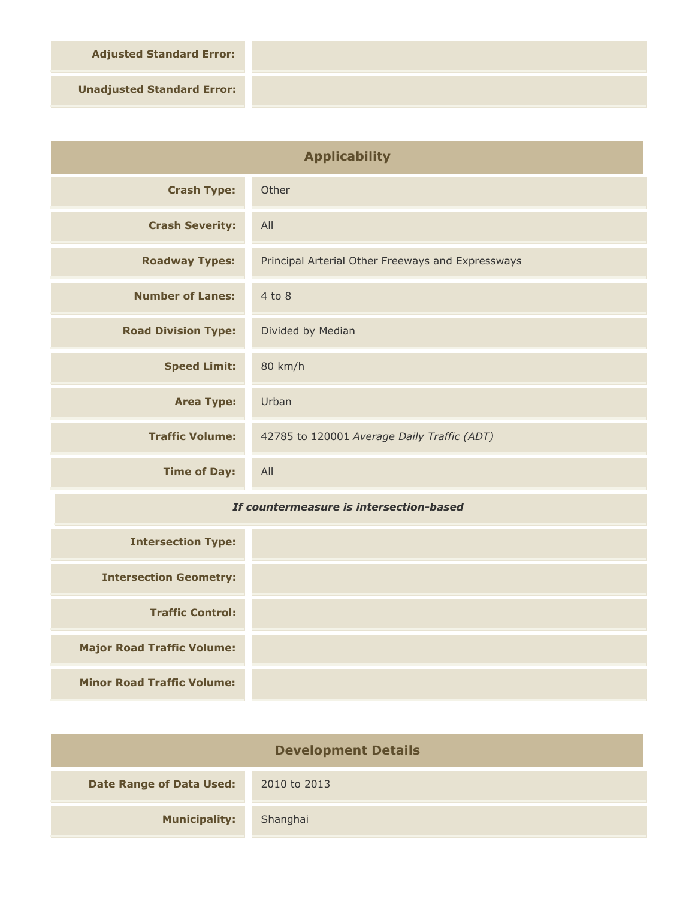| | |
|---|---|
| **Adjusted Standard Error:** | |
| **Unadjusted Standard Error:** | |

## Applicability

| | |
|---|---|
| **Crash Type:** | Other |
| **Crash Severity:** | All |
| **Roadway Types:** | Principal Arterial Other Freeways and Expressways |
| **Number of Lanes:** | 4 to 8 |
| **Road Division Type:** | Divided by Median |
| **Speed Limit:** | 80 km/h |
| **Area Type:** | Urban |
| **Traffic Volume:** | 42785 to 120001 *Average Daily Traffic (ADT)* |
| **Time of Day:** | All |

***If countermeasure is intersection-based***

| | |
|---|---|
| **Intersection Type:** | |
| **Intersection Geometry:** | |
| **Traffic Control:** | |
| **Major Road Traffic Volume:** | |
| **Minor Road Traffic Volume:** | |

## Development Details

| | |
|---|---|
| **Date Range of Data Used:** | 2010 to 2013 |
| **Municipality:** | Shanghai |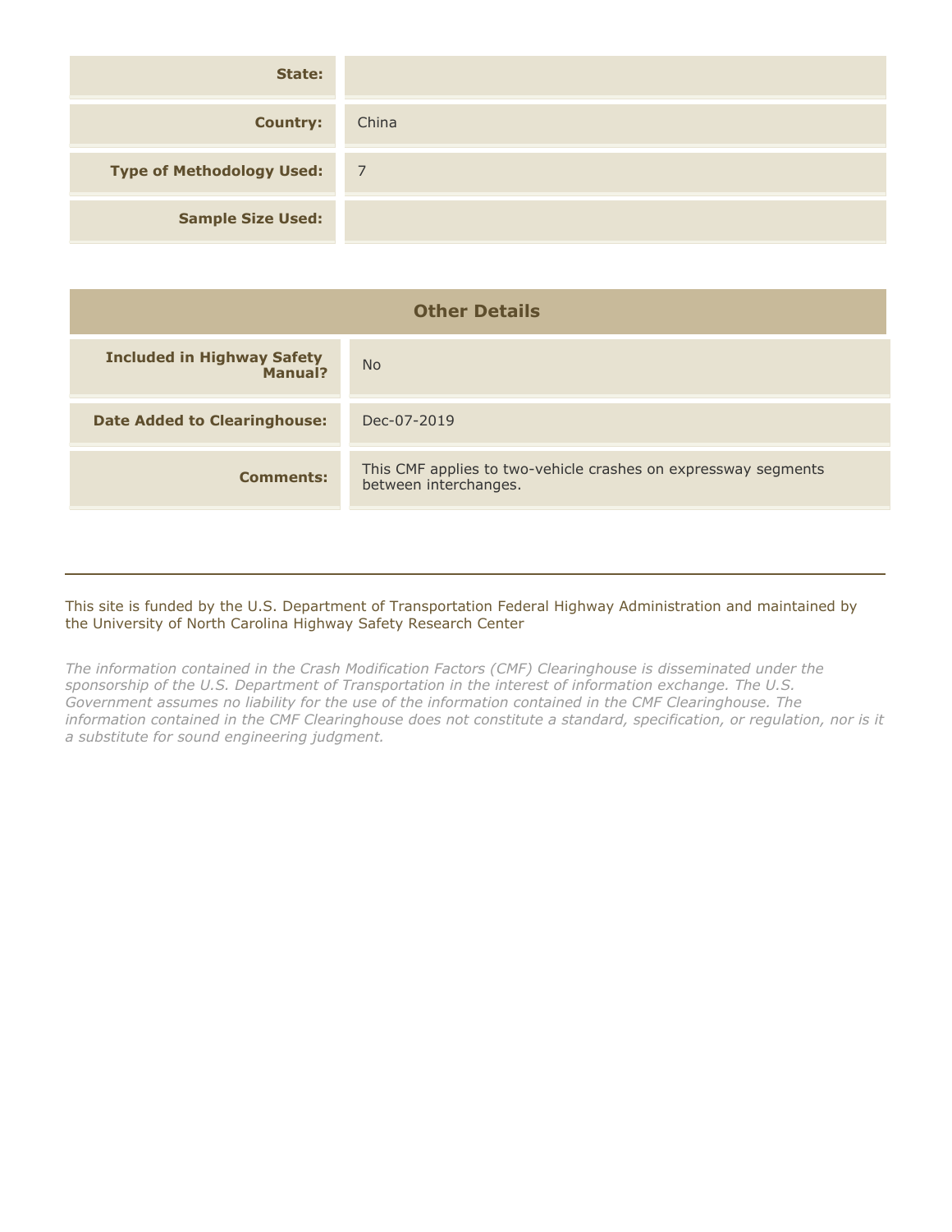| | |
|---|---|
| **State:** | |
| **Country:** | China |
| **Type of Methodology Used:** | 7 |
| **Sample Size Used:** | |

## Other Details

| | |
|---|---|
| **Included in Highway Safety Manual?** | No |
| **Date Added to Clearinghouse:** | Dec-07-2019 |
| **Comments:** | This CMF applies to two-vehicle crashes on expressway segments between interchanges. |

---

This site is funded by the U.S. Department of Transportation Federal Highway Administration and maintained by the University of North Carolina Highway Safety Research Center

*The information contained in the Crash Modification Factors (CMF) Clearinghouse is disseminated under the sponsorship of the U.S. Department of Transportation in the interest of information exchange. The U.S. Government assumes no liability for the use of the information contained in the CMF Clearinghouse. The information contained in the CMF Clearinghouse does not constitute a standard, specification, or regulation, nor is it a substitute for sound engineering judgment.*